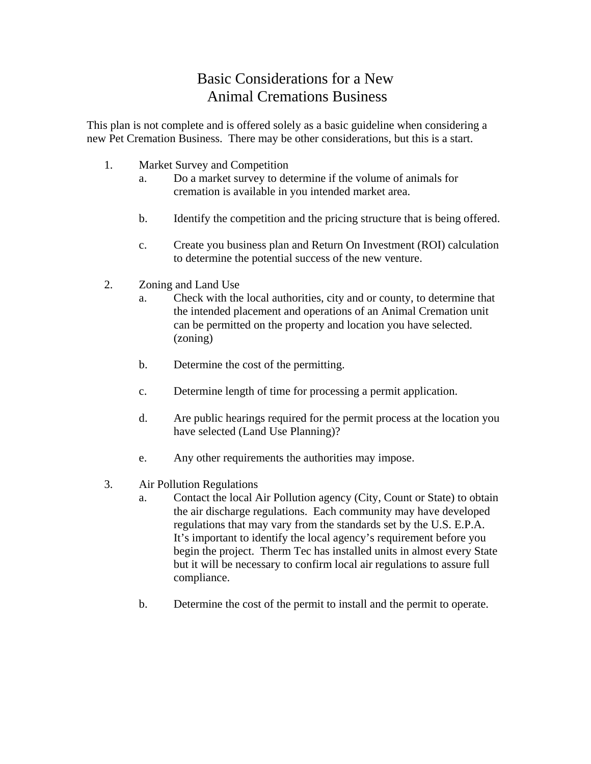# Basic Considerations for a New Animal Cremations Business

This plan is not complete and is offered solely as a basic guideline when considering a new Pet Cremation Business. There may be other considerations, but this is a start.

1. Market Survey and Competition
   a. Do a market survey to determine if the volume of animals for cremation is available in you intended market area.

   b. Identify the competition and the pricing structure that is being offered.

   c. Create you business plan and Return On Investment (ROI) calculation to determine the potential success of the new venture.

2. Zoning and Land Use
   a. Check with the local authorities, city and or county, to determine that the intended placement and operations of an Animal Cremation unit can be permitted on the property and location you have selected. (zoning)

   b. Determine the cost of the permitting.

   c. Determine length of time for processing a permit application.

   d. Are public hearings required for the permit process at the location you have selected (Land Use Planning)?

   e. Any other requirements the authorities may impose.

3. Air Pollution Regulations
   a. Contact the local Air Pollution agency (City, Count or State) to obtain the air discharge regulations. Each community may have developed regulations that may vary from the standards set by the U.S. E.P.A. It's important to identify the local agency's requirement before you begin the project. Therm Tec has installed units in almost every State but it will be necessary to confirm local air regulations to assure full compliance.

   b. Determine the cost of the permit to install and the permit to operate.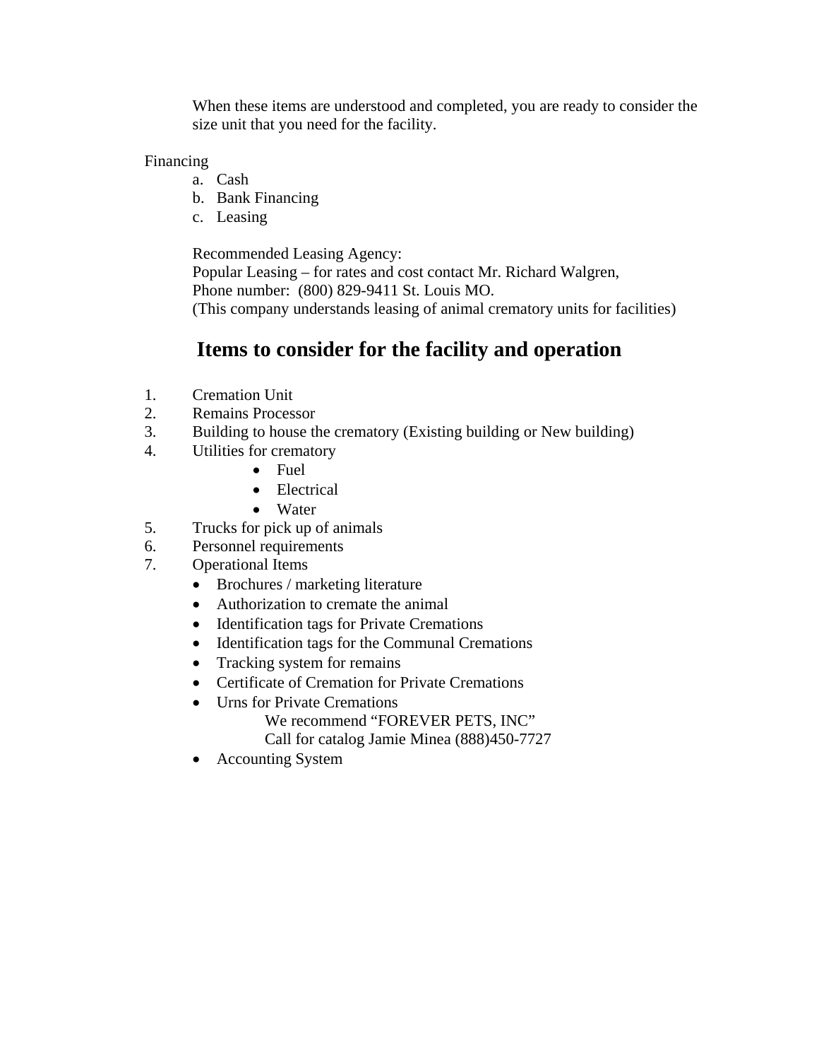When these items are understood and completed, you are ready to consider the size unit that you need for the facility.

Financing

a. Cash
b. Bank Financing
c. Leasing

Recommended Leasing Agency:
Popular Leasing – for rates and cost contact Mr. Richard Walgren,
Phone number: (800) 829-9411 St. Louis MO.
(This company understands leasing of animal crematory units for facilities)

## Items to consider for the facility and operation

1. Cremation Unit
2. Remains Processor
3. Building to house the crematory (Existing building or New building)
4. Utilities for crematory
    - Fuel
    - Electrical
    - Water
5. Trucks for pick up of animals
6. Personnel requirements
7. Operational Items
    - Brochures / marketing literature
    - Authorization to cremate the animal
    - Identification tags for Private Cremations
    - Identification tags for the Communal Cremations
    - Tracking system for remains
    - Certificate of Cremation for Private Cremations
    - Urns for Private Cremations
      We recommend "FOREVER PETS, INC"
      Call for catalog Jamie Minea (888)450-7727
    - Accounting System